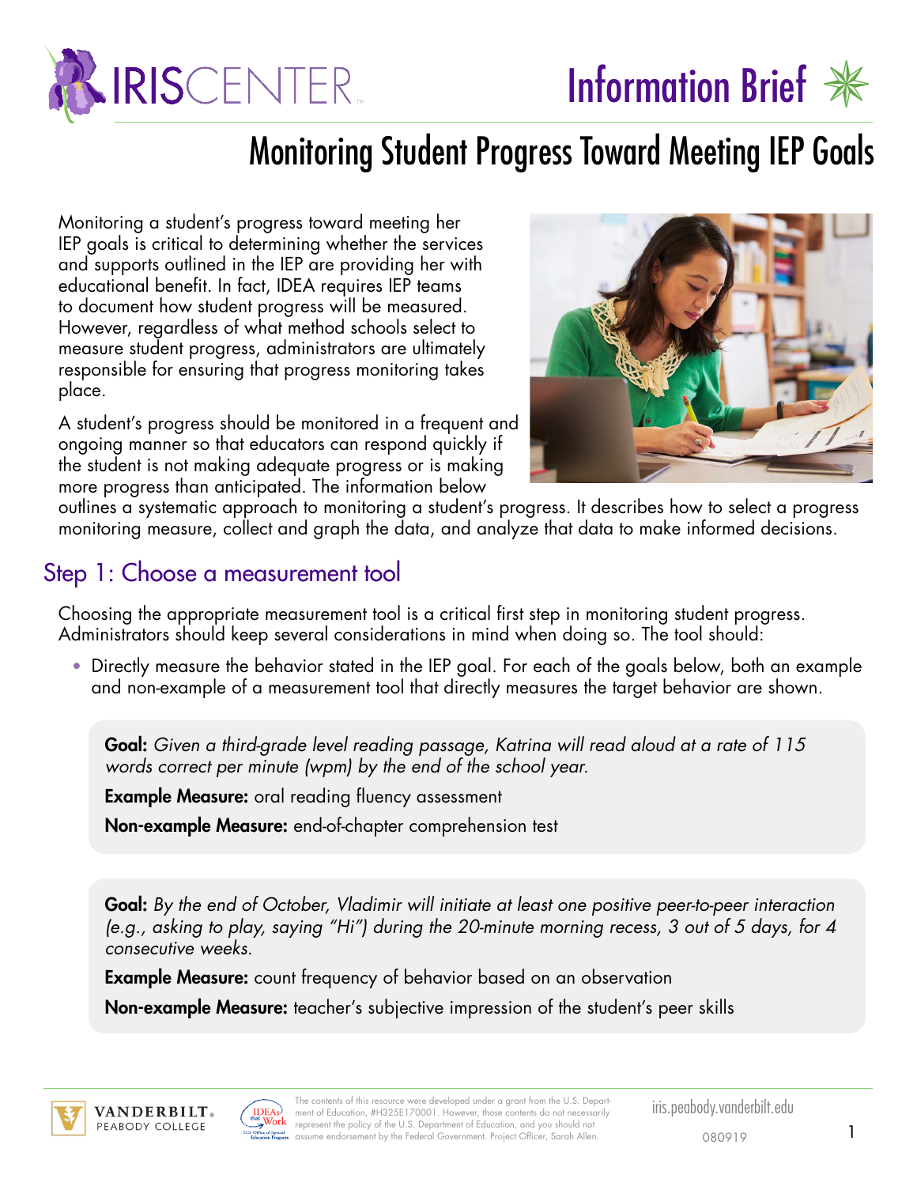# Information Brief

# Monitoring Student Progress Toward Meeting IEP Goals

Monitoring a student's progress toward meeting her IEP goals is critical to determining whether the services and supports outlined in the IEP are providing her with educational benefit. In fact, IDEA requires IEP teams to document how student progress will be measured. However, regardless of what method schools select to measure student progress, administrators are ultimately responsible for ensuring that progress monitoring takes place.

A student's progress should be monitored in a frequent and ongoing manner so that educators can respond quickly if the student is not making adequate progress or is making more progress than anticipated. The information below outlines a systematic approach to monitoring a student's progress. It describes how to select a progress monitoring measure, collect and graph the data, and analyze that data to make informed decisions.

## Step 1: Choose a measurement tool

Choosing the appropriate measurement tool is a critical first step in monitoring student progress. Administrators should keep several considerations in mind when doing so. The tool should:

- Directly measure the behavior stated in the IEP goal. For each of the goals below, both an example and non-example of a measurement tool that directly measures the target behavior are shown.

> **Goal:** *Given a third-grade level reading passage, Katrina will read aloud at a rate of 115 words correct per minute (wpm) by the end of the school year.*
>
> **Example Measure:** oral reading fluency assessment
>
> **Non-example Measure:** end-of-chapter comprehension test

> **Goal:** *By the end of October, Vladimir will initiate at least one positive peer-to-peer interaction (e.g., asking to play, saying "Hi") during the 20-minute morning recess, 3 out of 5 days, for 4 consecutive weeks.*
>
> **Example Measure:** count frequency of behavior based on an observation
>
> **Non-example Measure:** teacher's subjective impression of the student's peer skills

The contents of this resource were developed under a grant from the U.S. Department of Education, #H325E170001. However, those contents do not necessarily represent the policy of the U.S. Department of Education, and you should not assume endorsement by the Federal Government. Project Officer, Sarah Allen.

iris.peabody.vanderbilt.edu

080919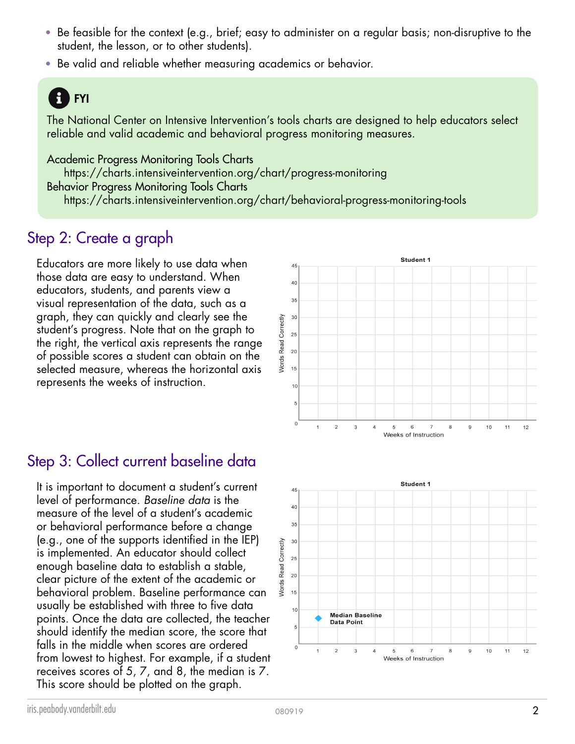- Be feasible for the context (e.g., brief; easy to administer on a regular basis; non-disruptive to the student, the lesson, or to other students).
- Be valid and reliable whether measuring academics or behavior.

**FYI**

The National Center on Intensive Intervention's tools charts are designed to help educators select reliable and valid academic and behavioral progress monitoring measures.

Academic Progress Monitoring Tools Charts
https://charts.intensiveintervention.org/chart/progress-monitoring

Behavior Progress Monitoring Tools Charts
https://charts.intensiveintervention.org/chart/behavioral-progress-monitoring-tools

## Step 2: Create a graph

Educators are more likely to use data when those data are easy to understand. When educators, students, and parents view a visual representation of the data, such as a graph, they can quickly and clearly see the student's progress. Note that on the graph to the right, the vertical axis represents the range of possible scores a student can obtain on the selected measure, whereas the horizontal axis represents the weeks of instruction.

Student 1

Words Read Correctly

0 5 10 15 20 25 30 35 40 45

Weeks of Instruction

1 2 3 4 5 6 7 8 9 10 11 12

## Step 3: Collect current baseline data

It is important to document a student's current level of performance. *Baseline data* is the measure of the level of a student's academic or behavioral performance before a change (e.g., one of the supports identified in the IEP) is implemented. An educator should collect enough baseline data to establish a stable, clear picture of the extent of the academic or behavioral problem. Baseline performance can usually be established with three to five data points. Once the data are collected, the teacher should identify the median score, the score that falls in the middle when scores are ordered from lowest to highest. For example, if a student receives scores of 5, 7, and 8, the median is 7. This score should be plotted on the graph.

Student 1

Words Read Correctly

0 5 10 15 20 25 30 35 40 45

Median Baseline Data Point

Weeks of Instruction

1 2 3 4 5 6 7 8 9 10 11 12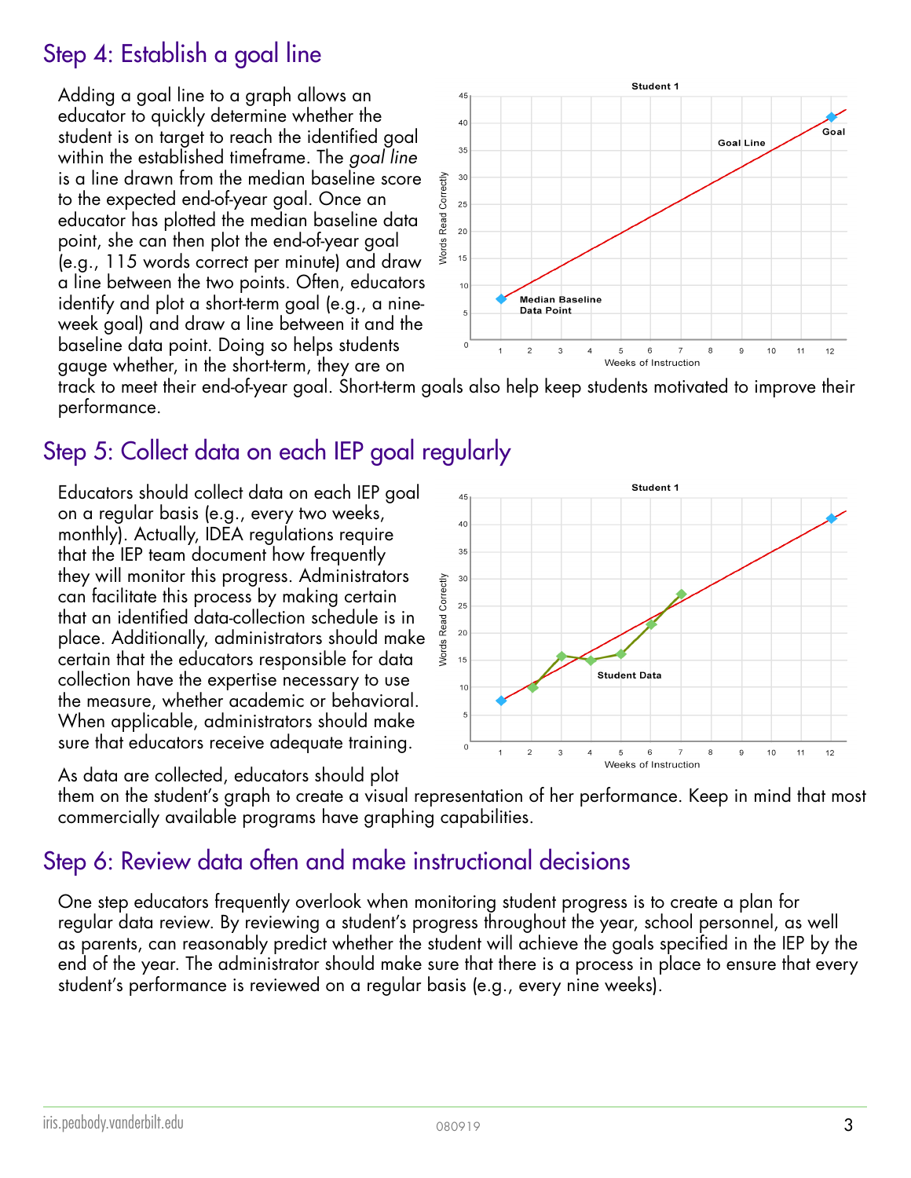## Step 4: Establish a goal line

Adding a goal line to a graph allows an educator to quickly determine whether the student is on target to reach the identified goal within the established timeframe. The *goal line* is a line drawn from the median baseline score to the expected end-of-year goal. Once an educator has plotted the median baseline data point, she can then plot the end-of-year goal (e.g., 115 words correct per minute) and draw a line between the two points. Often, educators identify and plot a short-term goal (e.g., a nine-week goal) and draw a line between it and the baseline data point. Doing so helps students gauge whether, in the short-term, they are on track to meet their end-of-year goal. Short-term goals also help keep students motivated to improve their performance.

Student 1

Goal

Goal Line

Median Baseline Data Point

Words Read Correctly

Weeks of Instruction

0 5 10 15 20 25 30 35 40 45

1 2 3 4 5 6 7 8 9 10 11 12

## Step 5: Collect data on each IEP goal regularly

Educators should collect data on each IEP goal on a regular basis (e.g., every two weeks, monthly). Actually, IDEA regulations require that the IEP team document how frequently they will monitor this progress. Administrators can facilitate this process by making certain that an identified data-collection schedule is in place. Additionally, administrators should make certain that the educators responsible for data collection have the expertise necessary to use the measure, whether academic or behavioral. When applicable, administrators should make sure that educators receive adequate training.

Student 1

Student Data

Words Read Correctly

Weeks of Instruction

0 5 10 15 20 25 30 35 40 45

1 2 3 4 5 6 7 8 9 10 11 12

As data are collected, educators should plot them on the student's graph to create a visual representation of her performance. Keep in mind that most commercially available programs have graphing capabilities.

## Step 6: Review data often and make instructional decisions

One step educators frequently overlook when monitoring student progress is to create a plan for regular data review. By reviewing a student's progress throughout the year, school personnel, as well as parents, can reasonably predict whether the student will achieve the goals specified in the IEP by the end of the year. The administrator should make sure that there is a process in place to ensure that every student's performance is reviewed on a regular basis (e.g., every nine weeks).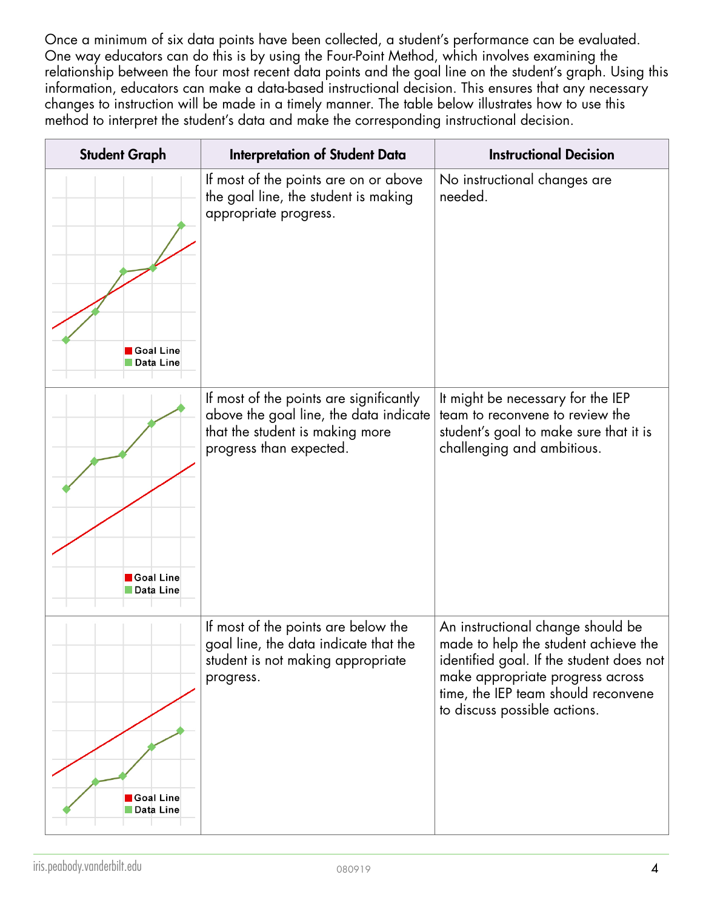Once a minimum of six data points have been collected, a student's performance can be evaluated. One way educators can do this is by using the Four-Point Method, which involves examining the relationship between the four most recent data points and the goal line on the student's graph. Using this information, educators can make a data-based instructional decision. This ensures that any necessary changes to instruction will be made in a timely manner. The table below illustrates how to use this method to interpret the student's data and make the corresponding instructional decision.

| Student Graph | Interpretation of Student Data | Instructional Decision |
| --- | --- | --- |
| Goal Line<br>Data Line | If most of the points are on or above the goal line, the student is making appropriate progress. | No instructional changes are needed. |
| Goal Line<br>Data Line | If most of the points are significantly above the goal line, the data indicate that the student is making more progress than expected. | It might be necessary for the IEP team to reconvene to review the student's goal to make sure that it is challenging and ambitious. |
| Goal Line<br>Data Line | If most of the points are below the goal line, the data indicate that the student is not making appropriate progress. | An instructional change should be made to help the student achieve the identified goal. If the student does not make appropriate progress across time, the IEP team should reconvene to discuss possible actions. |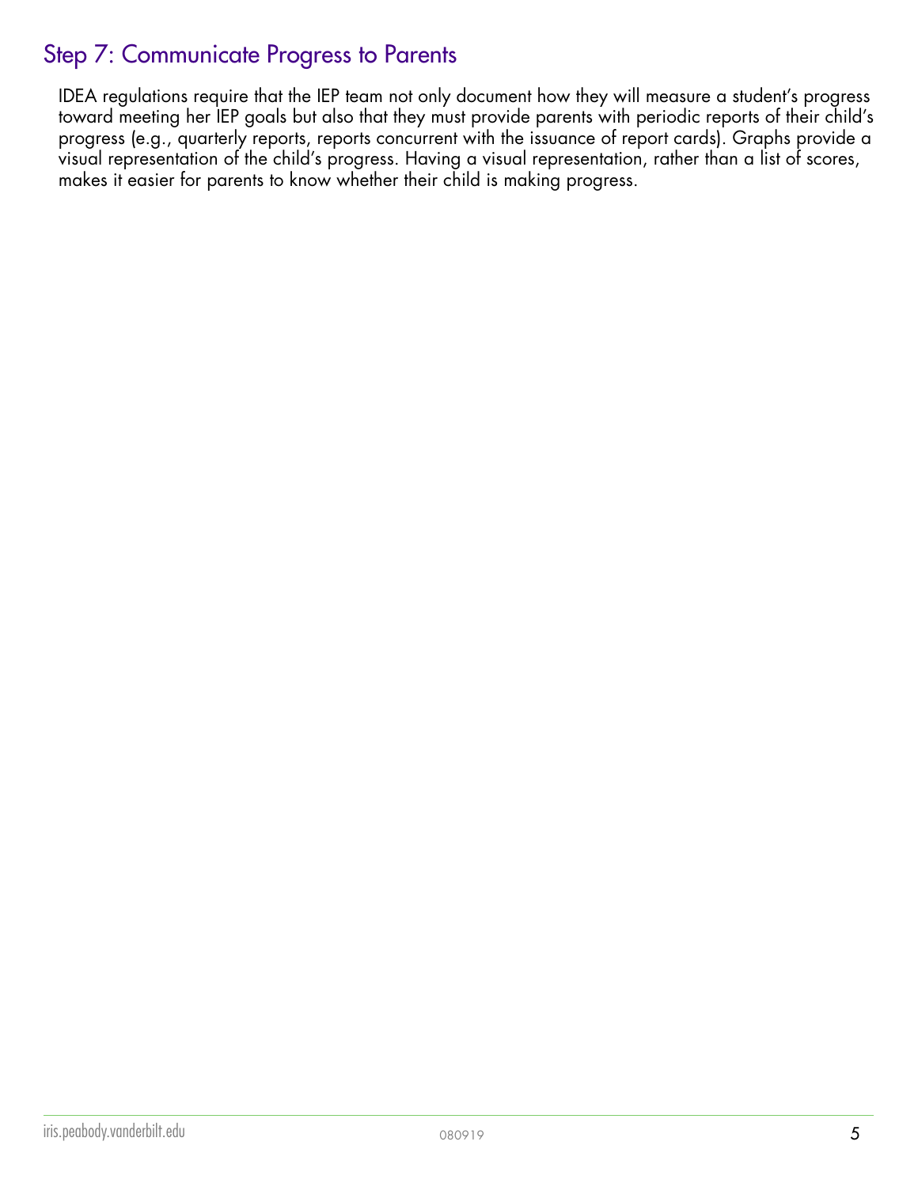## Step 7: Communicate Progress to Parents

IDEA regulations require that the IEP team not only document how they will measure a student's progress toward meeting her IEP goals but also that they must provide parents with periodic reports of their child's progress (e.g., quarterly reports, reports concurrent with the issuance of report cards). Graphs provide a visual representation of the child's progress. Having a visual representation, rather than a list of scores, makes it easier for parents to know whether their child is making progress.